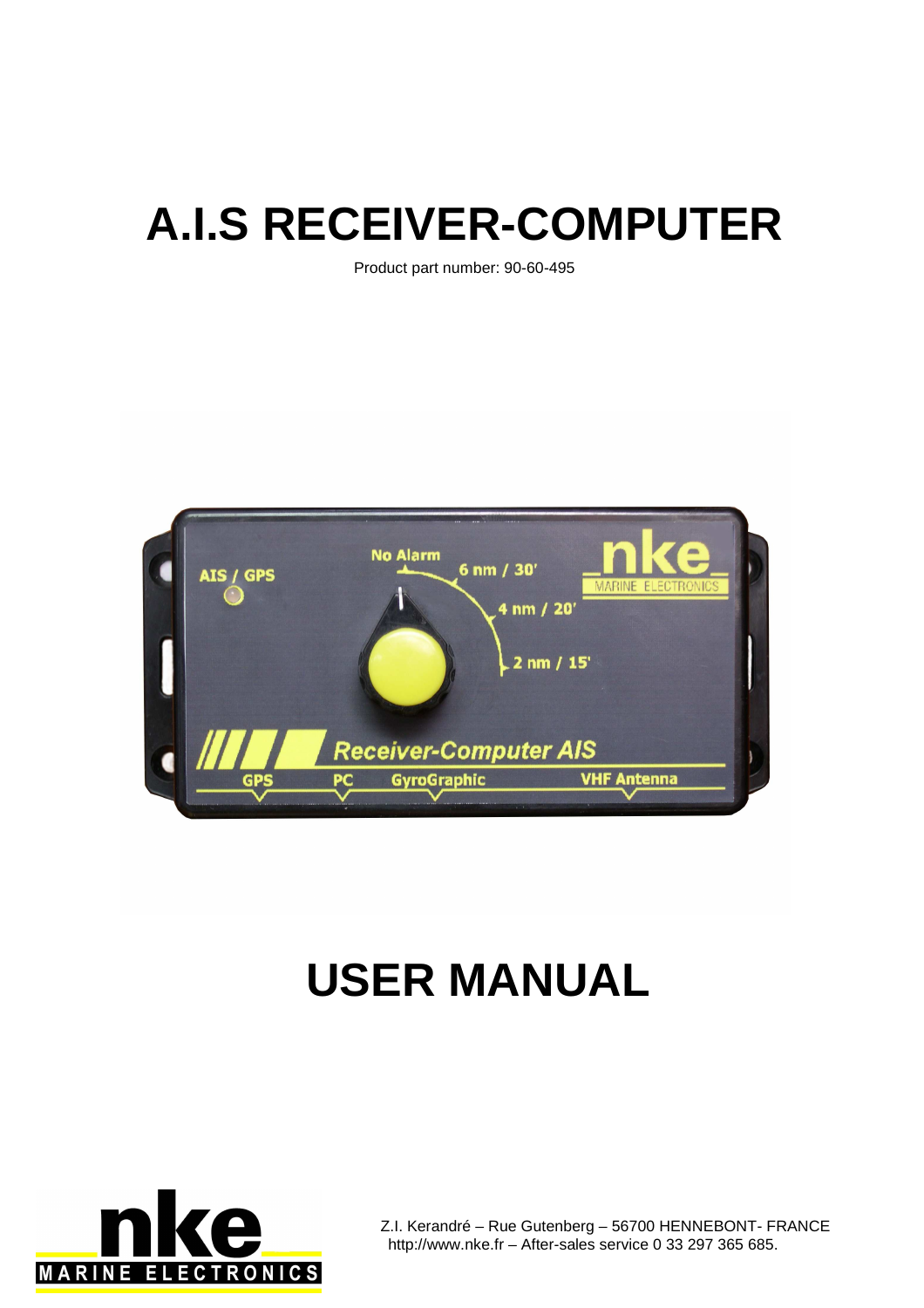# A.I.S RECEIVER-COMPUTER

Product part number: 90-60-495

# USER MANUAL

Z.I. Kerandré – Rue Gutenberg – 56700 HENNEBONT- FRANCE
http://www.nke.fr – After-sales service 0 33 297 365 685.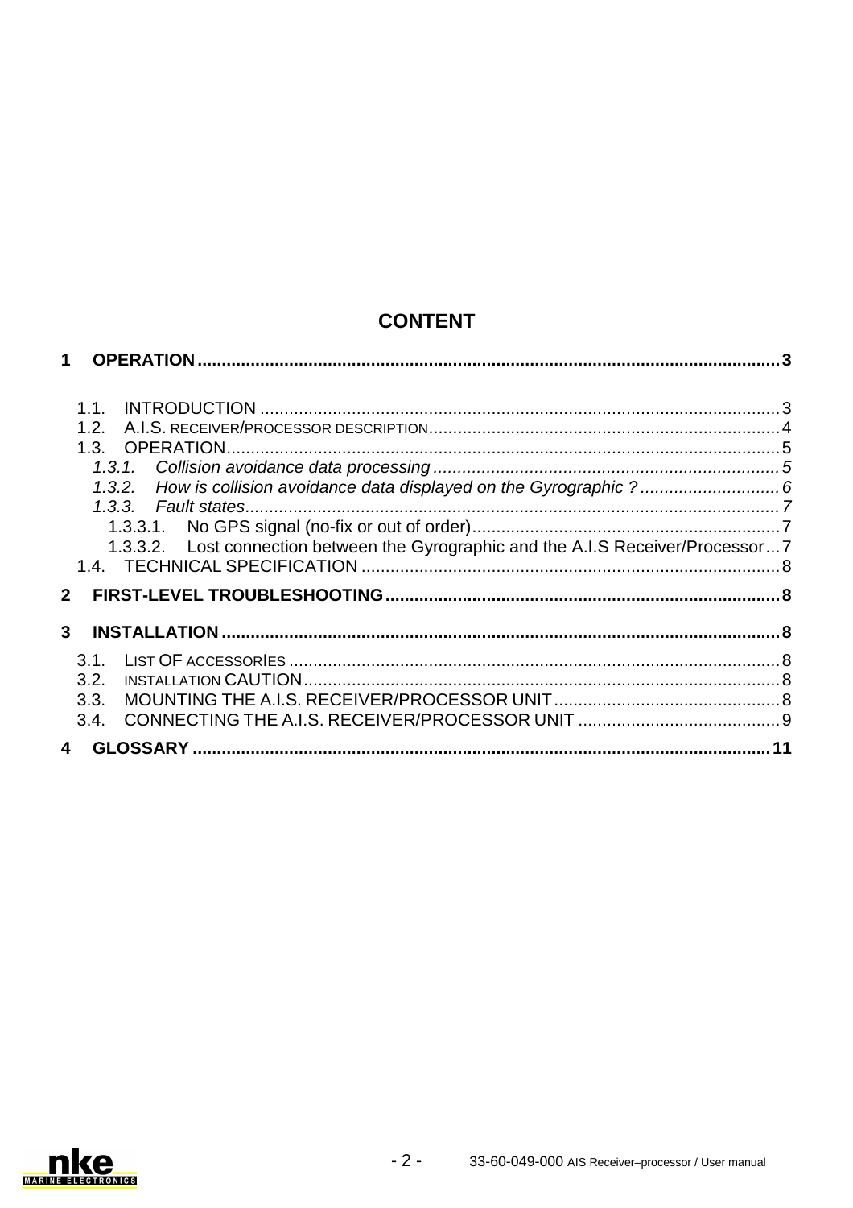# CONTENT

**1 OPERATION ........................................................................................................ 3**

1.1. INTRODUCTION ........................................................................................................ 3
1.2. A.I.S. RECEIVER/PROCESSOR DESCRIPTION ........................................................................................................ 4
1.3. OPERATION ........................................................................................................ 5
*1.3.1. Collision avoidance data processing ........................................................................................................ 5*
*1.3.2. How is collision avoidance data displayed on the Gyrographic ? ........................................................................................................ 6*
*1.3.3. Fault states ........................................................................................................ 7*
1.3.3.1. No GPS signal (no-fix or out of order) ........................................................................................................ 7
1.3.3.2. Lost connection between the Gyrographic and the A.I.S Receiver/Processor ... 7
1.4. TECHNICAL SPECIFICATION ........................................................................................................ 8

**2 FIRST-LEVEL TROUBLESHOOTING ........................................................................................................ 8**

**3 INSTALLATION ........................................................................................................ 8**

3.1. LIST OF ACCESSORIES ........................................................................................................ 8
3.2. INSTALLATION CAUTION ........................................................................................................ 8
3.3. MOUNTING THE A.I.S. RECEIVER/PROCESSOR UNIT ........................................................................................................ 8
3.4. CONNECTING THE A.I.S. RECEIVER/PROCESSOR UNIT ........................................................................................................ 9

**4 GLOSSARY ........................................................................................................ 11**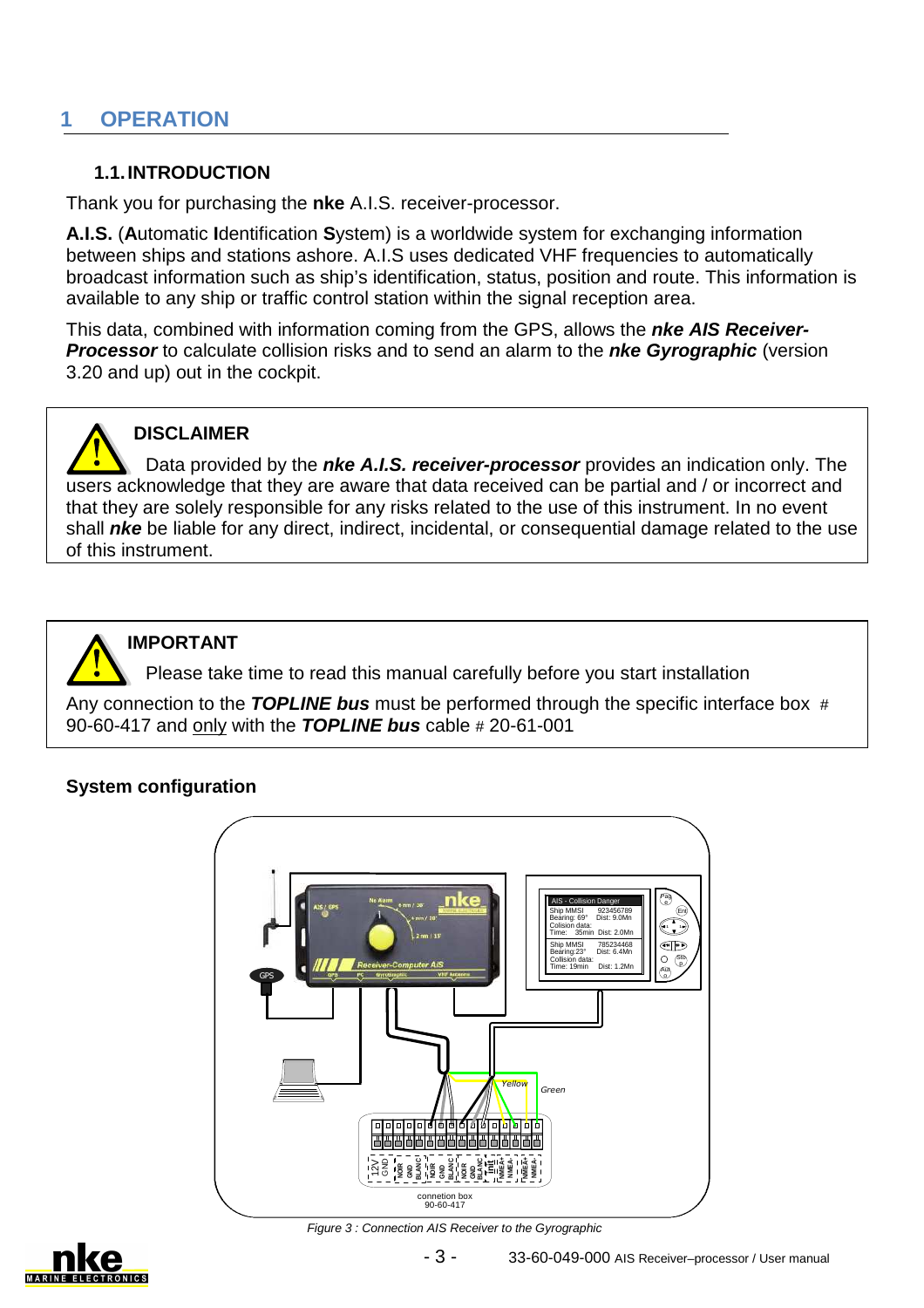# 1 OPERATION

## 1.1. INTRODUCTION

Thank you for purchasing the **nke** A.I.S. receiver-processor.

**A.I.S.** (**A**utomatic **I**dentification **S**ystem) is a worldwide system for exchanging information between ships and stations ashore. A.I.S uses dedicated VHF frequencies to automatically broadcast information such as ship's identification, status, position and route. This information is available to any ship or traffic control station within the signal reception area.

This data, combined with information coming from the GPS, allows the ***nke AIS Receiver-Processor*** to calculate collision risks and to send an alarm to the ***nke Gyrographic*** (version 3.20 and up) out in the cockpit.

**DISCLAIMER**

Data provided by the ***nke A.I.S. receiver-processor*** provides an indication only. The users acknowledge that they are aware that data received can be partial and / or incorrect and that they are solely responsible for any risks related to the use of this instrument. In no event shall ***nke*** be liable for any direct, indirect, incidental, or consequential damage related to the use of this instrument.

**IMPORTANT**

Please take time to read this manual carefully before you start installation

Any connection to the ***TOPLINE bus*** must be performed through the specific interface box # 90-60-417 and only with the ***TOPLINE bus*** cable # 20-61-001

**System configuration**

*Figure 3 : Connection AIS Receiver to the Gyrographic*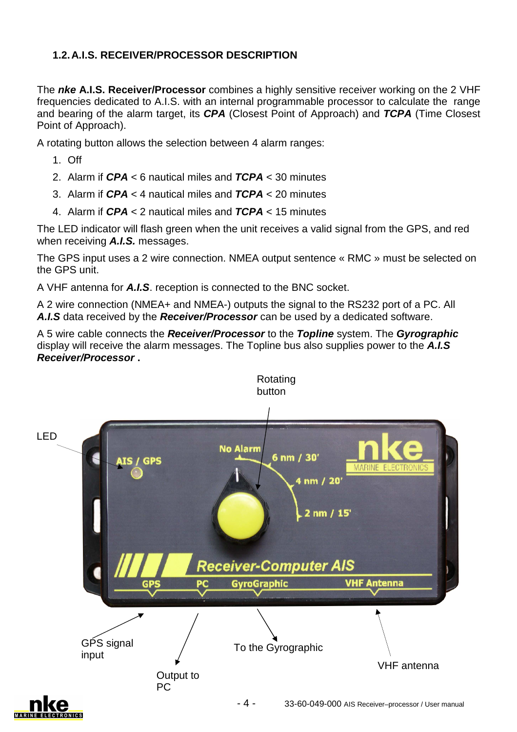### 1.2. A.I.S. RECEIVER/PROCESSOR DESCRIPTION

The ***nke*** **A.I.S. Receiver/Processor** combines a highly sensitive receiver working on the 2 VHF frequencies dedicated to A.I.S. with an internal programmable processor to calculate the range and bearing of the alarm target, its ***CPA*** (Closest Point of Approach) and ***TCPA*** (Time Closest Point of Approach).

A rotating button allows the selection between 4 alarm ranges:

1. Off
2. Alarm if ***CPA*** < 6 nautical miles and ***TCPA*** < 30 minutes
3. Alarm if ***CPA*** < 4 nautical miles and ***TCPA*** < 20 minutes
4. Alarm if ***CPA*** < 2 nautical miles and ***TCPA*** < 15 minutes

The LED indicator will flash green when the unit receives a valid signal from the GPS, and red when receiving ***A.I.S.*** messages.

The GPS input uses a 2 wire connection. NMEA output sentence « RMC » must be selected on the GPS unit.

A VHF antenna for ***A.I.S***. reception is connected to the BNC socket.

A 2 wire connection (NMEA+ and NMEA-) outputs the signal to the RS232 port of a PC. All ***A.I.S*** data received by the ***Receiver/Processor*** can be used by a dedicated software.

A 5 wire cable connects the ***Receiver/Processor*** to the ***Topline*** system. The ***Gyrographic*** display will receive the alarm messages. The Topline bus also supplies power to the ***A.I.S Receiver/Processor*** **.**

Rotating button

LED

GPS signal input

Output to PC

To the Gyrographic

VHF antenna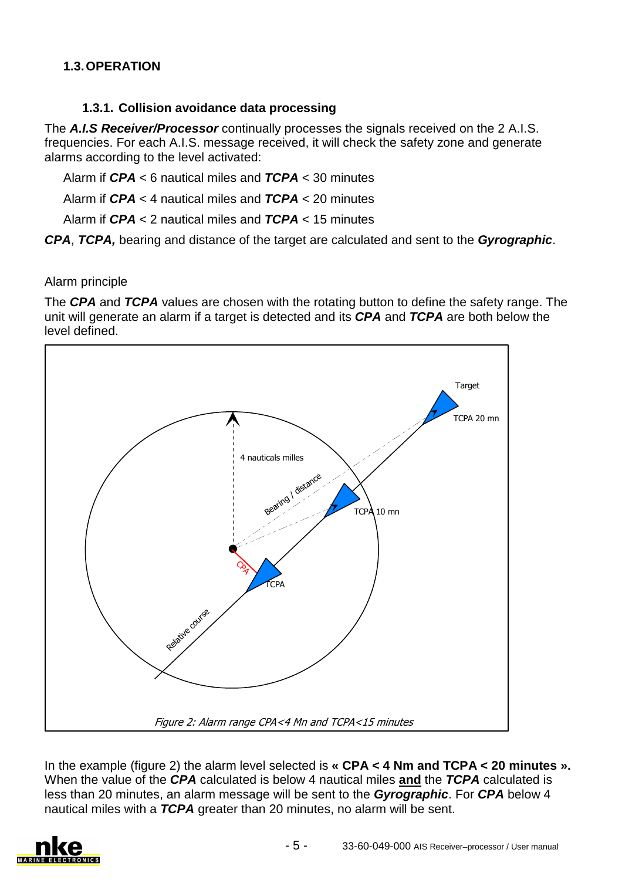## 1.3. OPERATION

### 1.3.1. Collision avoidance data processing

The ***A.I.S Receiver/Processor*** continually processes the signals received on the 2 A.I.S. frequencies. For each A.I.S. message received, it will check the safety zone and generate alarms according to the level activated:

Alarm if ***CPA*** < 6 nautical miles and ***TCPA*** < 30 minutes

Alarm if ***CPA*** < 4 nautical miles and ***TCPA*** < 20 minutes

Alarm if ***CPA*** < 2 nautical miles and ***TCPA*** < 15 minutes

***CPA***, ***TCPA,*** bearing and distance of the target are calculated and sent to the ***Gyrographic***.

Alarm principle

The ***CPA*** and ***TCPA*** values are chosen with the rotating button to define the safety range. The unit will generate an alarm if a target is detected and its ***CPA*** and ***TCPA*** are both below the level defined.

*Figure 2: Alarm range CPA<4 Mn and TCPA<15 minutes*

In the example (figure 2) the alarm level selected is **« CPA < 4 Nm and TCPA < 20 minutes ».** When the value of the ***CPA*** calculated is below 4 nautical miles **and** the ***TCPA*** calculated is less than 20 minutes, an alarm message will be sent to the ***Gyrographic***. For ***CPA*** below 4 nautical miles with a ***TCPA*** greater than 20 minutes, no alarm will be sent.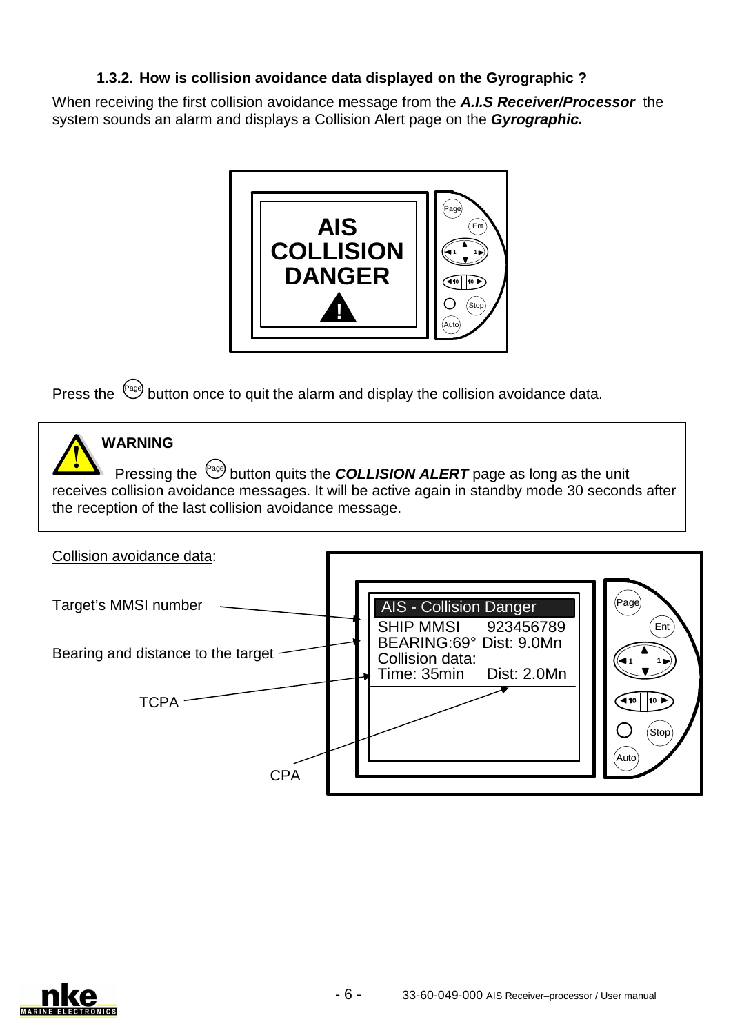### 1.3.2. How is collision avoidance data displayed on the Gyrographic ?

When receiving the first collision avoidance message from the ***A.I.S Receiver/Processor*** the system sounds an alarm and displays a Collision Alert page on the ***Gyrographic.***

AIS
COLLISION
DANGER

Press the (Page) button once to quit the alarm and display the collision avoidance data.

> **WARNING**
>
> Pressing the (Page) button quits the ***COLLISION ALERT*** page as long as the unit receives collision avoidance messages. It will be active again in standby mode 30 seconds after the reception of the last collision avoidance message.

Collision avoidance data:

Target's MMSI number

Bearing and distance to the target

TCPA

CPA

AIS - Collision Danger
SHIP MMSI 923456789
BEARING:69° Dist: 9.0Mn
Collision data:
Time: 35min Dist: 2.0Mn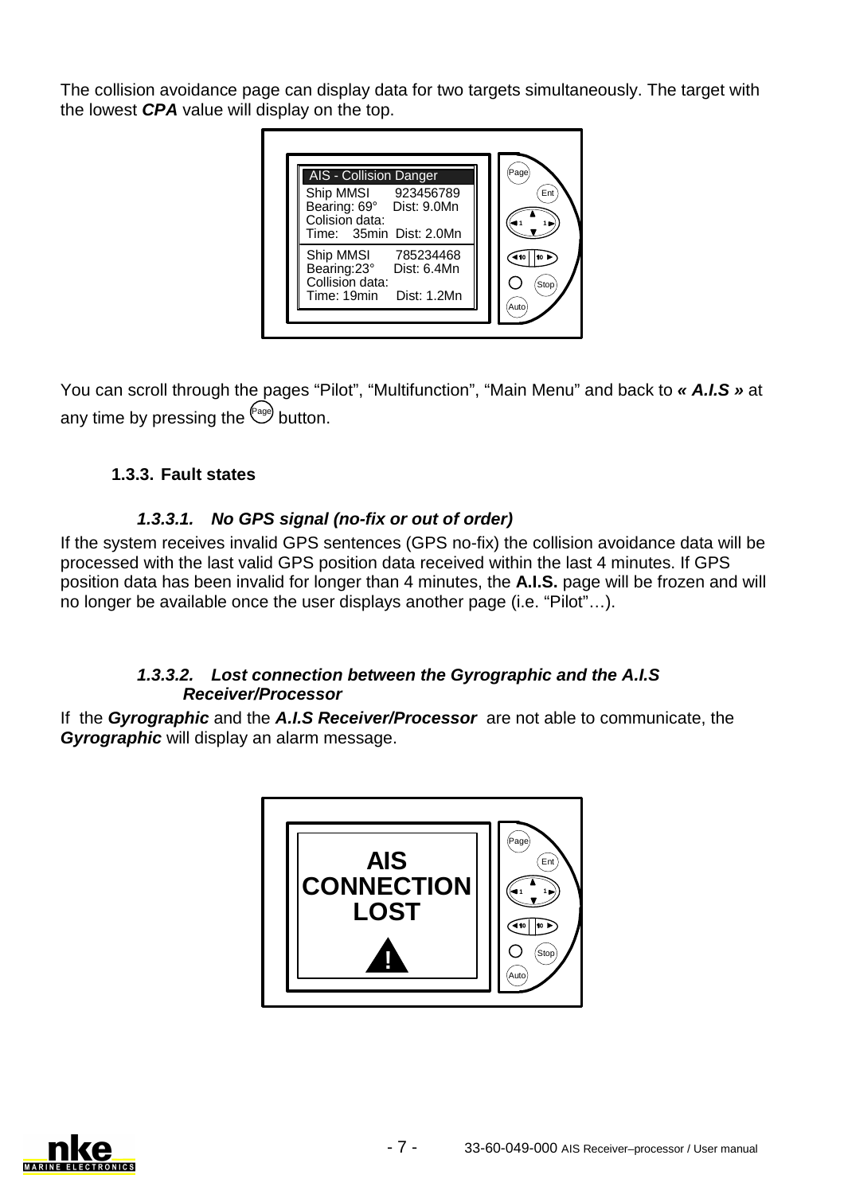The collision avoidance page can display data for two targets simultaneously. The target with the lowest ***CPA*** value will display on the top.

AIS - Collision Danger
Ship MMSI 923456789
Bearing: 69° Dist: 9.0Mn
Colision data:
Time: 35min Dist: 2.0Mn

Ship MMSI 785234468
Bearing:23° Dist: 6.4Mn
Collision data:
Time: 19min Dist: 1.2Mn

You can scroll through the pages "Pilot", "Multifunction", "Main Menu" and back to ***« A.I.S »*** at any time by pressing the Page button.

### 1.3.3. Fault states

#### *1.3.3.1. No GPS signal (no-fix or out of order)*

If the system receives invalid GPS sentences (GPS no-fix) the collision avoidance data will be processed with the last valid GPS position data received within the last 4 minutes. If GPS position data has been invalid for longer than 4 minutes, the **A.I.S.** page will be frozen and will no longer be available once the user displays another page (i.e. "Pilot"…).

#### *1.3.3.2. Lost connection between the Gyrographic and the A.I.S Receiver/Processor*

If the ***Gyrographic*** and the ***A.I.S Receiver/Processor*** are not able to communicate, the ***Gyrographic*** will display an alarm message.

AIS
CONNECTION
LOST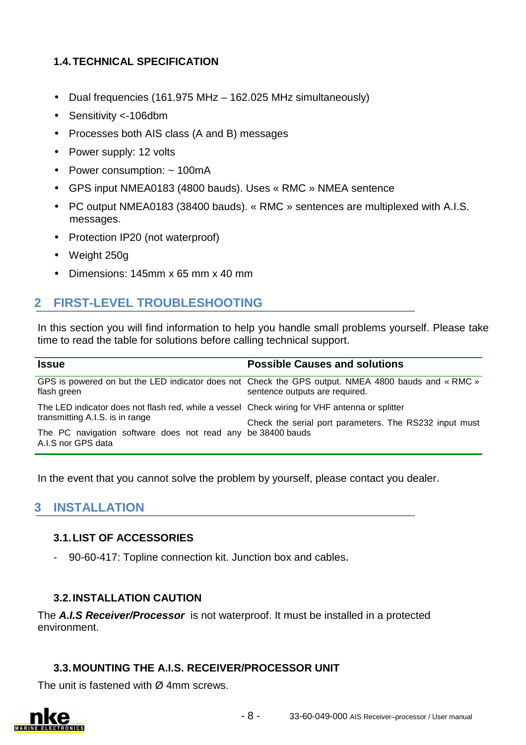### 1.4. TECHNICAL SPECIFICATION

- Dual frequencies (161.975 MHz – 162.025 MHz simultaneously)
- Sensitivity <-106dbm
- Processes both AIS class (A and B) messages
- Power supply: 12 volts
- Power consumption: ~ 100mA
- GPS input NMEA0183 (4800 bauds). Uses « RMC » NMEA sentence
- PC output NMEA0183 (38400 bauds). « RMC » sentences are multiplexed with A.I.S. messages.
- Protection IP20 (not waterproof)
- Weight 250g
- Dimensions: 145mm x 65 mm x 40 mm

## 2 FIRST-LEVEL TROUBLESHOOTING

In this section you will find information to help you handle small problems yourself. Please take time to read the table for solutions before calling technical support.

| Issue | Possible Causes and solutions |
|---|---|
| GPS is powered on but the LED indicator does not flash green | Check the GPS output. NMEA 4800 bauds and « RMC » sentence outputs are required. |
| The LED indicator does not flash red, while a vessel transmitting A.I.S. is in range | Check wiring for VHF antenna or splitter |
| The PC navigation software does not read any A.I.S nor GPS data | Check the serial port parameters. The RS232 input must be 38400 bauds |

In the event that you cannot solve the problem by yourself, please contact you dealer.

## 3 INSTALLATION

### 3.1. LIST OF ACCESSORIES

- 90-60-417: Topline connection kit. Junction box and cables.

### 3.2. INSTALLATION CAUTION

The ***A.I.S Receiver/Processor*** is not waterproof. It must be installed in a protected environment.

### 3.3. MOUNTING THE A.I.S. RECEIVER/PROCESSOR UNIT

The unit is fastened with Ø 4mm screws.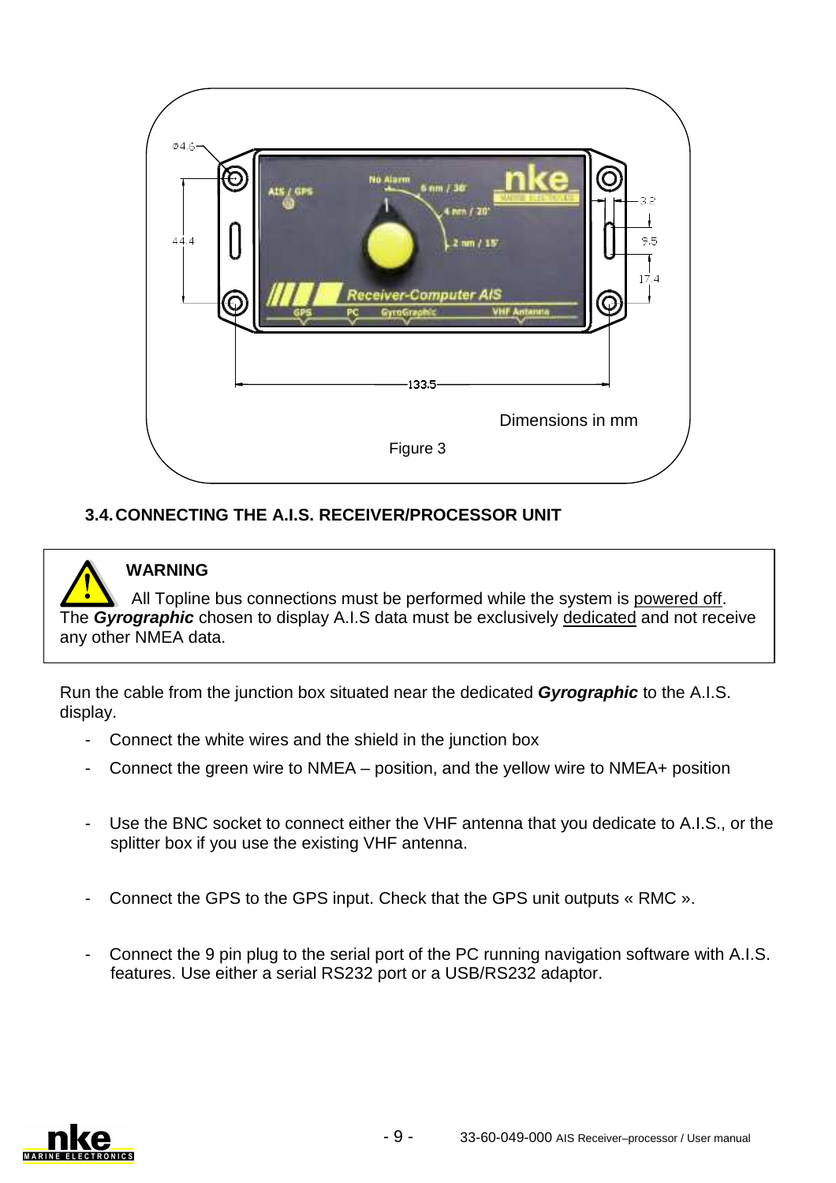Dimensions in mm

Figure 3

### 3.4. CONNECTING THE A.I.S. RECEIVER/PROCESSOR UNIT

> **WARNING**
>
> All Topline bus connections must be performed while the system is powered off.
> The ***Gyrographic*** chosen to display A.I.S data must be exclusively dedicated and not receive any other NMEA data.

Run the cable from the junction box situated near the dedicated ***Gyrographic*** to the A.I.S. display.

- Connect the white wires and the shield in the junction box
- Connect the green wire to NMEA – position, and the yellow wire to NMEA+ position
- Use the BNC socket to connect either the VHF antenna that you dedicate to A.I.S., or the splitter box if you use the existing VHF antenna.
- Connect the GPS to the GPS input. Check that the GPS unit outputs « RMC ».
- Connect the 9 pin plug to the serial port of the PC running navigation software with A.I.S. features. Use either a serial RS232 port or a USB/RS232 adaptor.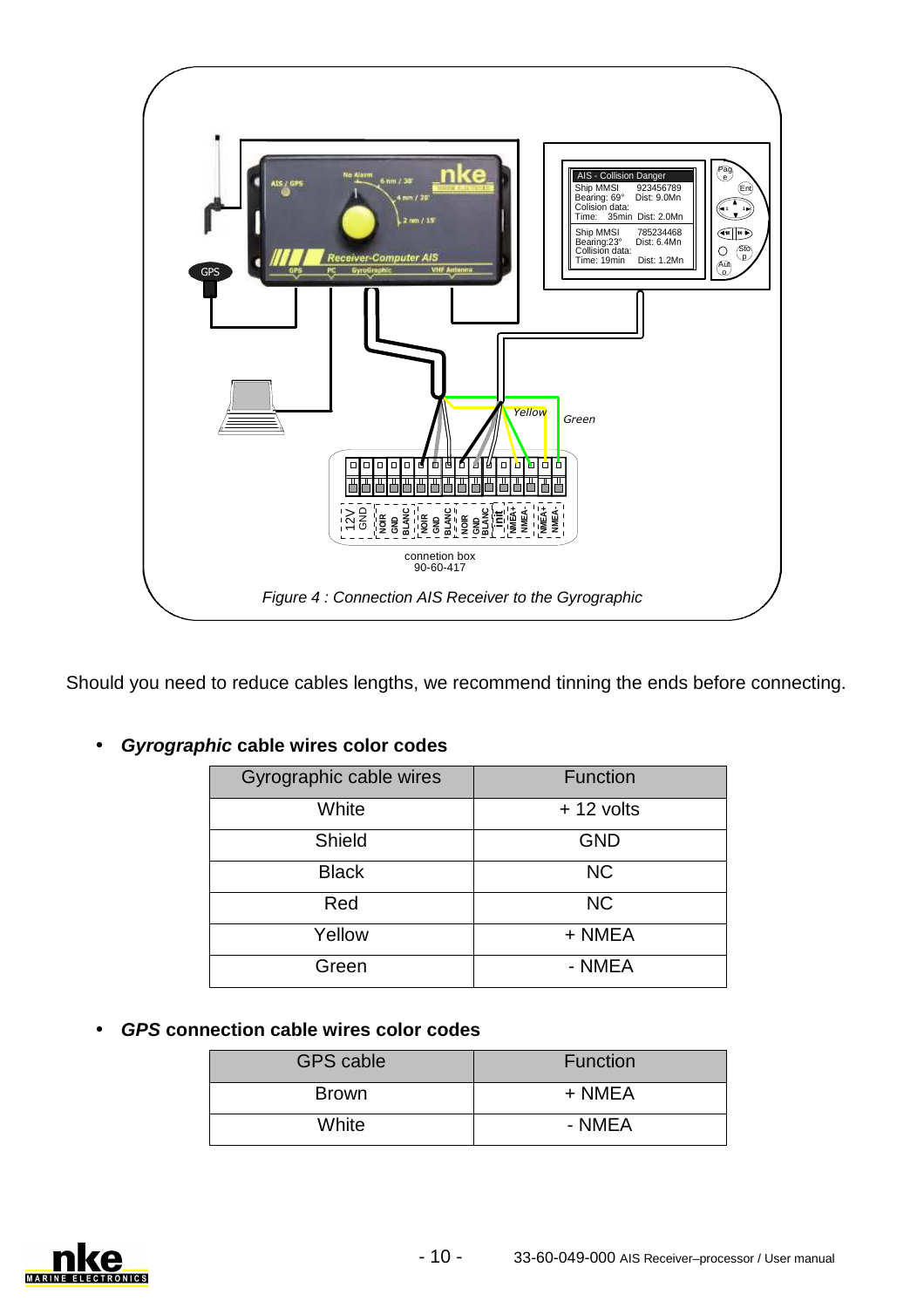*Figure 4 : Connection AIS Receiver to the Gyrographic*

Should you need to reduce cables lengths, we recommend tinning the ends before connecting.

- ***Gyrographic* cable wires color codes**

| Gyrographic cable wires | Function |
|---|---|
| White | + 12 volts |
| Shield | GND |
| Black | NC |
| Red | NC |
| Yellow | + NMEA |
| Green | - NMEA |

- ***GPS* connection cable wires color codes**

| GPS cable | Function |
|---|---|
| Brown | + NMEA |
| White | - NMEA |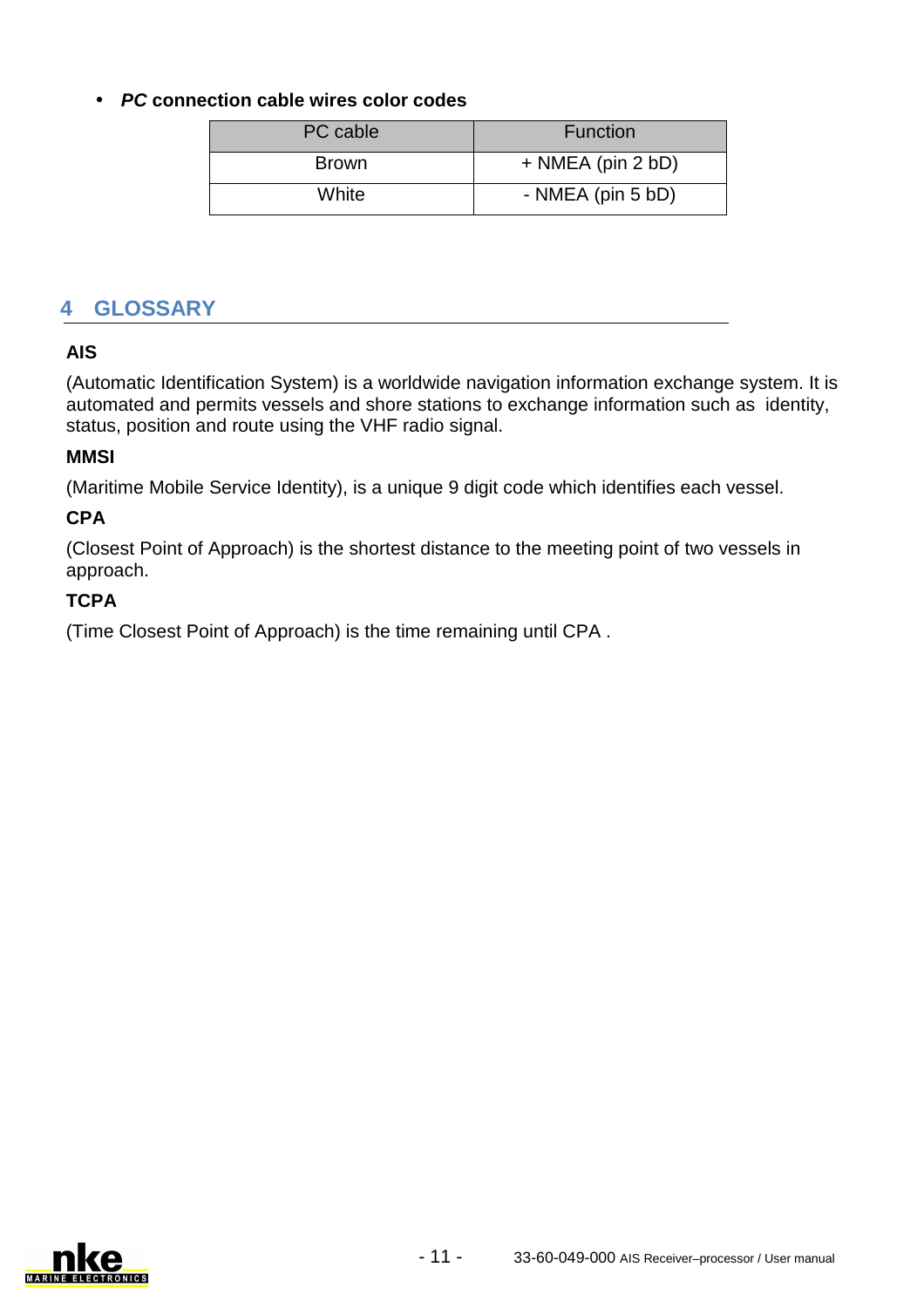- ***PC* connection cable wires color codes**

| PC cable | Function |
| --- | --- |
| Brown | + NMEA (pin 2 bD) |
| White | - NMEA (pin 5 bD) |

# 4 GLOSSARY

**AIS**

(Automatic Identification System) is a worldwide navigation information exchange system. It is automated and permits vessels and shore stations to exchange information such as identity, status, position and route using the VHF radio signal.

**MMSI**

(Maritime Mobile Service Identity), is a unique 9 digit code which identifies each vessel.

**CPA**

(Closest Point of Approach) is the shortest distance to the meeting point of two vessels in approach.

**TCPA**

(Time Closest Point of Approach) is the time remaining until CPA .